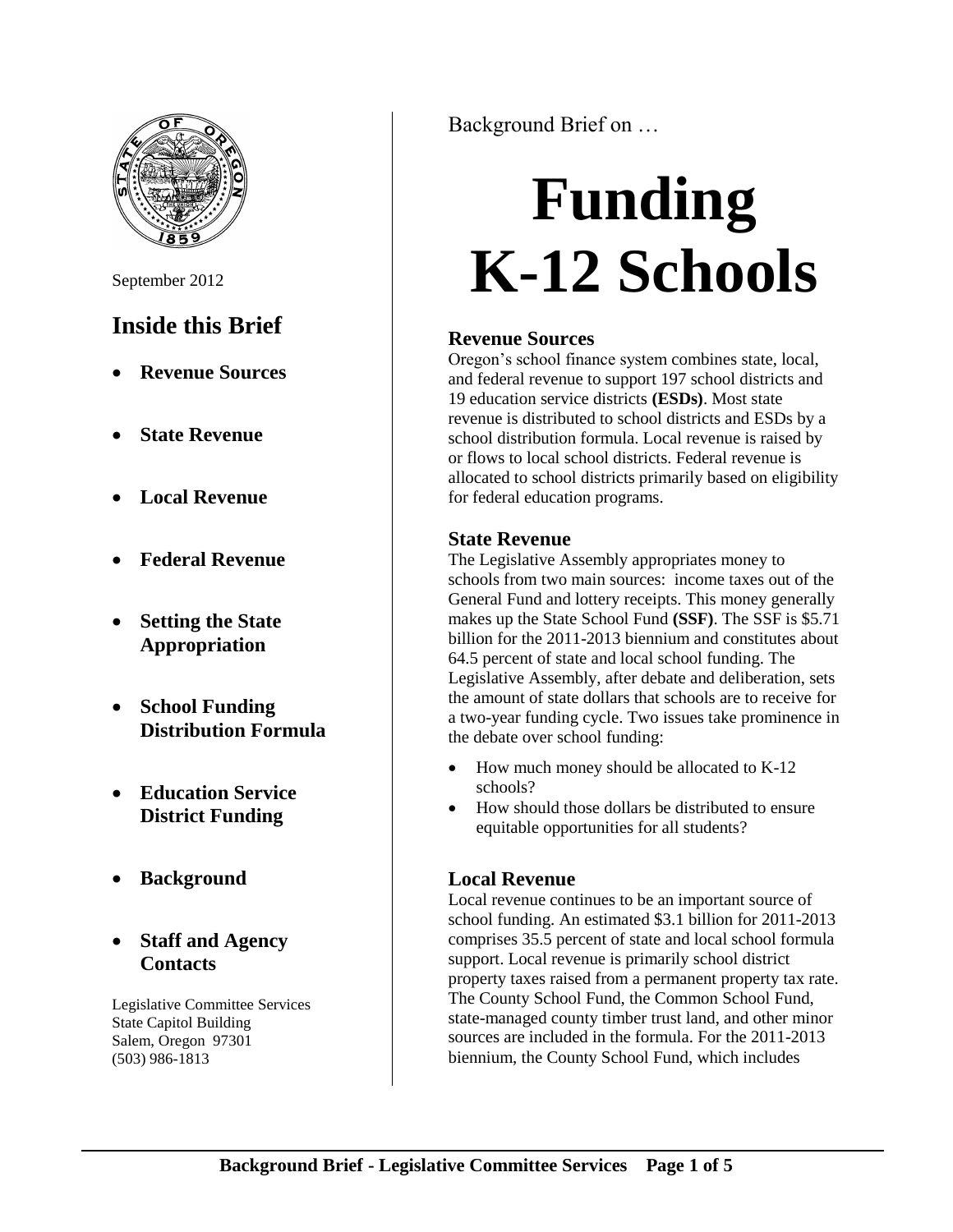September 2012

## Inside this Brief

- **Revenue Sources**
- **State Revenue**
- **Local Revenue**
- **Federal Revenue**
- **Setting the State Appropriation**
- **School Funding Distribution Formula**
- **Education Service District Funding**
- **Background**
- **Staff and Agency Contacts**

Legislative Committee Services
State Capitol Building
Salem, Oregon 97301
(503) 986-1813

Background Brief on …

# Funding K-12 Schools

### Revenue Sources

Oregon's school finance system combines state, local, and federal revenue to support 197 school districts and 19 education service districts **(ESDs)**. Most state revenue is distributed to school districts and ESDs by a school distribution formula. Local revenue is raised by or flows to local school districts. Federal revenue is allocated to school districts primarily based on eligibility for federal education programs.

### State Revenue

The Legislative Assembly appropriates money to schools from two main sources: income taxes out of the General Fund and lottery receipts. This money generally makes up the State School Fund **(SSF)**. The SSF is $5.71 billion for the 2011-2013 biennium and constitutes about 64.5 percent of state and local school funding. The Legislative Assembly, after debate and deliberation, sets the amount of state dollars that schools are to receive for a two-year funding cycle. Two issues take prominence in the debate over school funding:

- How much money should be allocated to K-12 schools?
- How should those dollars be distributed to ensure equitable opportunities for all students?

### Local Revenue

Local revenue continues to be an important source of school funding. An estimated $3.1 billion for 2011-2013 comprises 35.5 percent of state and local school formula support. Local revenue is primarily school district property taxes raised from a permanent property tax rate. The County School Fund, the Common School Fund, state-managed county timber trust land, and other minor sources are included in the formula. For the 2011-2013 biennium, the County School Fund, which includes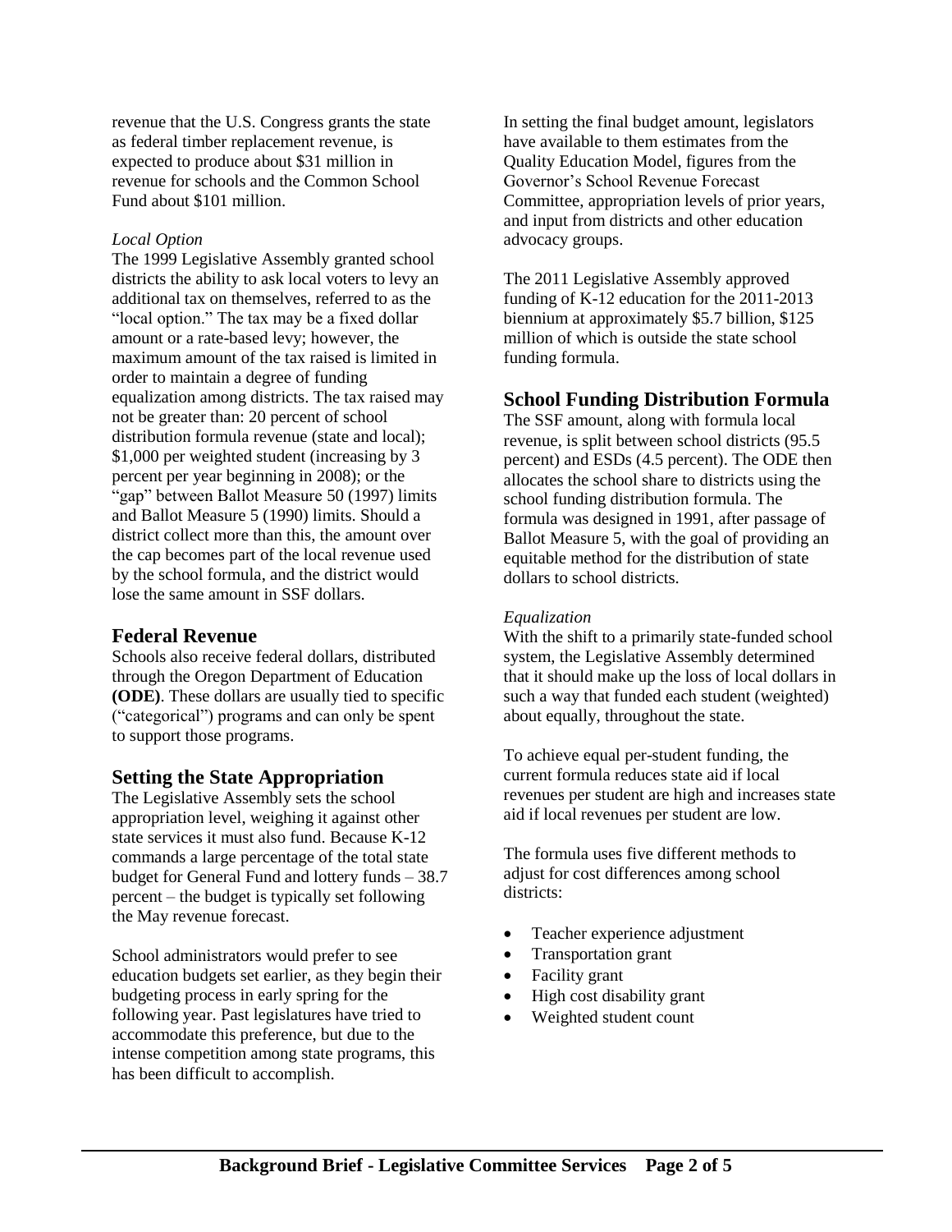revenue that the U.S. Congress grants the state as federal timber replacement revenue, is expected to produce about $31 million in revenue for schools and the Common School Fund about $101 million.

*Local Option*

The 1999 Legislative Assembly granted school districts the ability to ask local voters to levy an additional tax on themselves, referred to as the "local option." The tax may be a fixed dollar amount or a rate-based levy; however, the maximum amount of the tax raised is limited in order to maintain a degree of funding equalization among districts. The tax raised may not be greater than: 20 percent of school distribution formula revenue (state and local); $1,000 per weighted student (increasing by 3 percent per year beginning in 2008); or the "gap" between Ballot Measure 50 (1997) limits and Ballot Measure 5 (1990) limits. Should a district collect more than this, the amount over the cap becomes part of the local revenue used by the school formula, and the district would lose the same amount in SSF dollars.

## Federal Revenue

Schools also receive federal dollars, distributed through the Oregon Department of Education **(ODE)**. These dollars are usually tied to specific ("categorical") programs and can only be spent to support those programs.

## Setting the State Appropriation

The Legislative Assembly sets the school appropriation level, weighing it against other state services it must also fund. Because K-12 commands a large percentage of the total state budget for General Fund and lottery funds – 38.7 percent – the budget is typically set following the May revenue forecast.

School administrators would prefer to see education budgets set earlier, as they begin their budgeting process in early spring for the following year. Past legislatures have tried to accommodate this preference, but due to the intense competition among state programs, this has been difficult to accomplish.

In setting the final budget amount, legislators have available to them estimates from the Quality Education Model, figures from the Governor's School Revenue Forecast Committee, appropriation levels of prior years, and input from districts and other education advocacy groups.

The 2011 Legislative Assembly approved funding of K-12 education for the 2011-2013 biennium at approximately $5.7 billion, $125 million of which is outside the state school funding formula.

## School Funding Distribution Formula

The SSF amount, along with formula local revenue, is split between school districts (95.5 percent) and ESDs (4.5 percent). The ODE then allocates the school share to districts using the school funding distribution formula. The formula was designed in 1991, after passage of Ballot Measure 5, with the goal of providing an equitable method for the distribution of state dollars to school districts.

*Equalization*

With the shift to a primarily state-funded school system, the Legislative Assembly determined that it should make up the loss of local dollars in such a way that funded each student (weighted) about equally, throughout the state.

To achieve equal per-student funding, the current formula reduces state aid if local revenues per student are high and increases state aid if local revenues per student are low.

The formula uses five different methods to adjust for cost differences among school districts:

- Teacher experience adjustment
- Transportation grant
- Facility grant
- High cost disability grant
- Weighted student count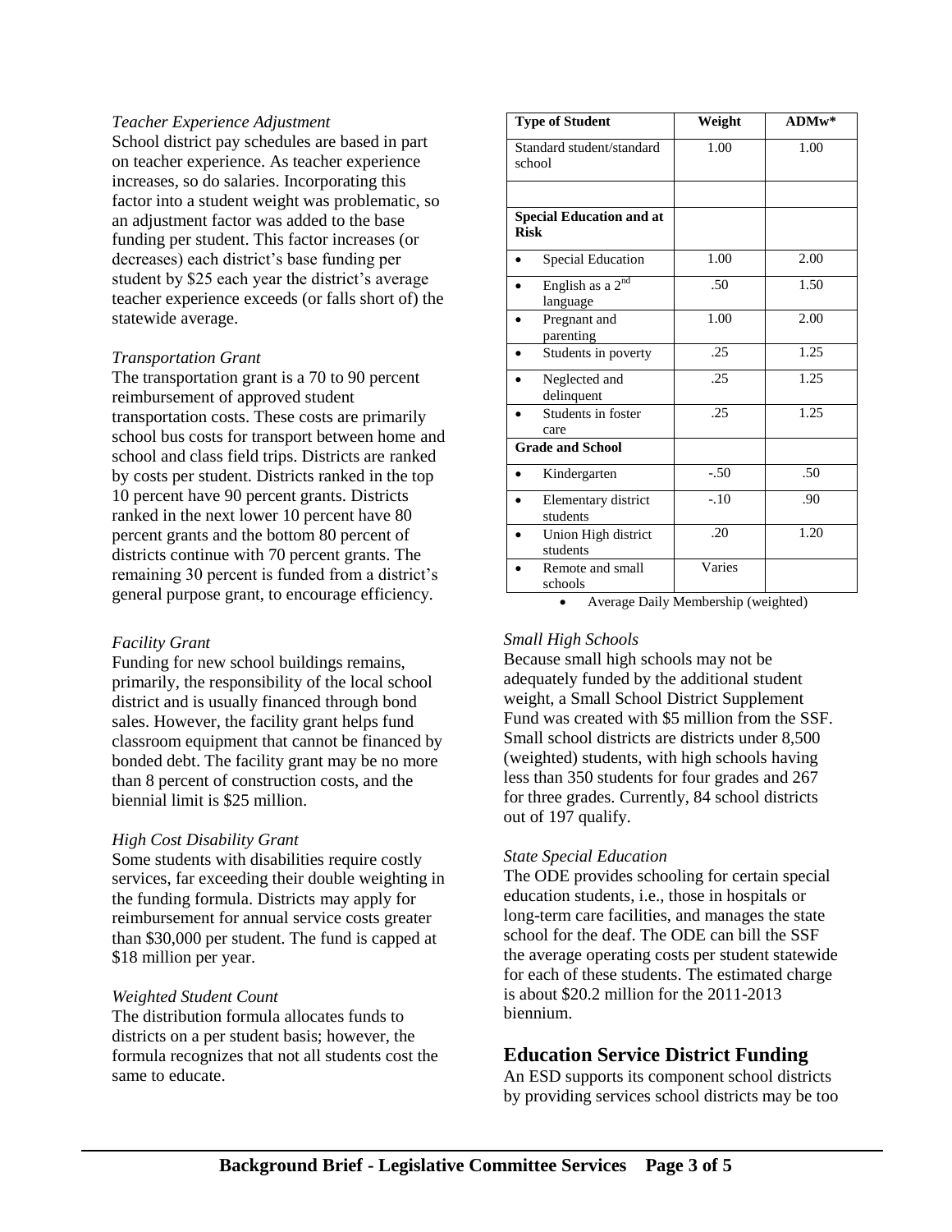*Teacher Experience Adjustment*

School district pay schedules are based in part on teacher experience. As teacher experience increases, so do salaries. Incorporating this factor into a student weight was problematic, so an adjustment factor was added to the base funding per student. This factor increases (or decreases) each district's base funding per student by $25 each year the district's average teacher experience exceeds (or falls short of) the statewide average.

*Transportation Grant*

The transportation grant is a 70 to 90 percent reimbursement of approved student transportation costs. These costs are primarily school bus costs for transport between home and school and class field trips. Districts are ranked by costs per student. Districts ranked in the top 10 percent have 90 percent grants. Districts ranked in the next lower 10 percent have 80 percent grants and the bottom 80 percent of districts continue with 70 percent grants. The remaining 30 percent is funded from a district's general purpose grant, to encourage efficiency.

*Facility Grant*

Funding for new school buildings remains, primarily, the responsibility of the local school district and is usually financed through bond sales. However, the facility grant helps fund classroom equipment that cannot be financed by bonded debt. The facility grant may be no more than 8 percent of construction costs, and the biennial limit is $25 million.

*High Cost Disability Grant*

Some students with disabilities require costly services, far exceeding their double weighting in the funding formula. Districts may apply for reimbursement for annual service costs greater than $30,000 per student. The fund is capped at $18 million per year.

*Weighted Student Count*

The distribution formula allocates funds to districts on a per student basis; however, the formula recognizes that not all students cost the same to educate.

| Type of Student | Weight | ADMw* |
|---|---|---|
| Standard student/standard school | 1.00 | 1.00 |
| | | |
| **Special Education and at Risk** | | |
| • Special Education | 1.00 | 2.00 |
| • English as a 2nd language | .50 | 1.50 |
| • Pregnant and parenting | 1.00 | 2.00 |
| • Students in poverty | .25 | 1.25 |
| • Neglected and delinquent | .25 | 1.25 |
| • Students in foster care | .25 | 1.25 |
| **Grade and School** | | |
| • Kindergarten | -.50 | .50 |
| • Elementary district students | -.10 | .90 |
| • Union High district students | .20 | 1.20 |
| • Remote and small schools | Varies | |

- Average Daily Membership (weighted)

*Small High Schools*

Because small high schools may not be adequately funded by the additional student weight, a Small School District Supplement Fund was created with $5 million from the SSF. Small school districts are districts under 8,500 (weighted) students, with high schools having less than 350 students for four grades and 267 for three grades. Currently, 84 school districts out of 197 qualify.

*State Special Education*

The ODE provides schooling for certain special education students, i.e., those in hospitals or long-term care facilities, and manages the state school for the deaf. The ODE can bill the SSF the average operating costs per student statewide for each of these students. The estimated charge is about $20.2 million for the 2011-2013 biennium.

## Education Service District Funding

An ESD supports its component school districts by providing services school districts may be too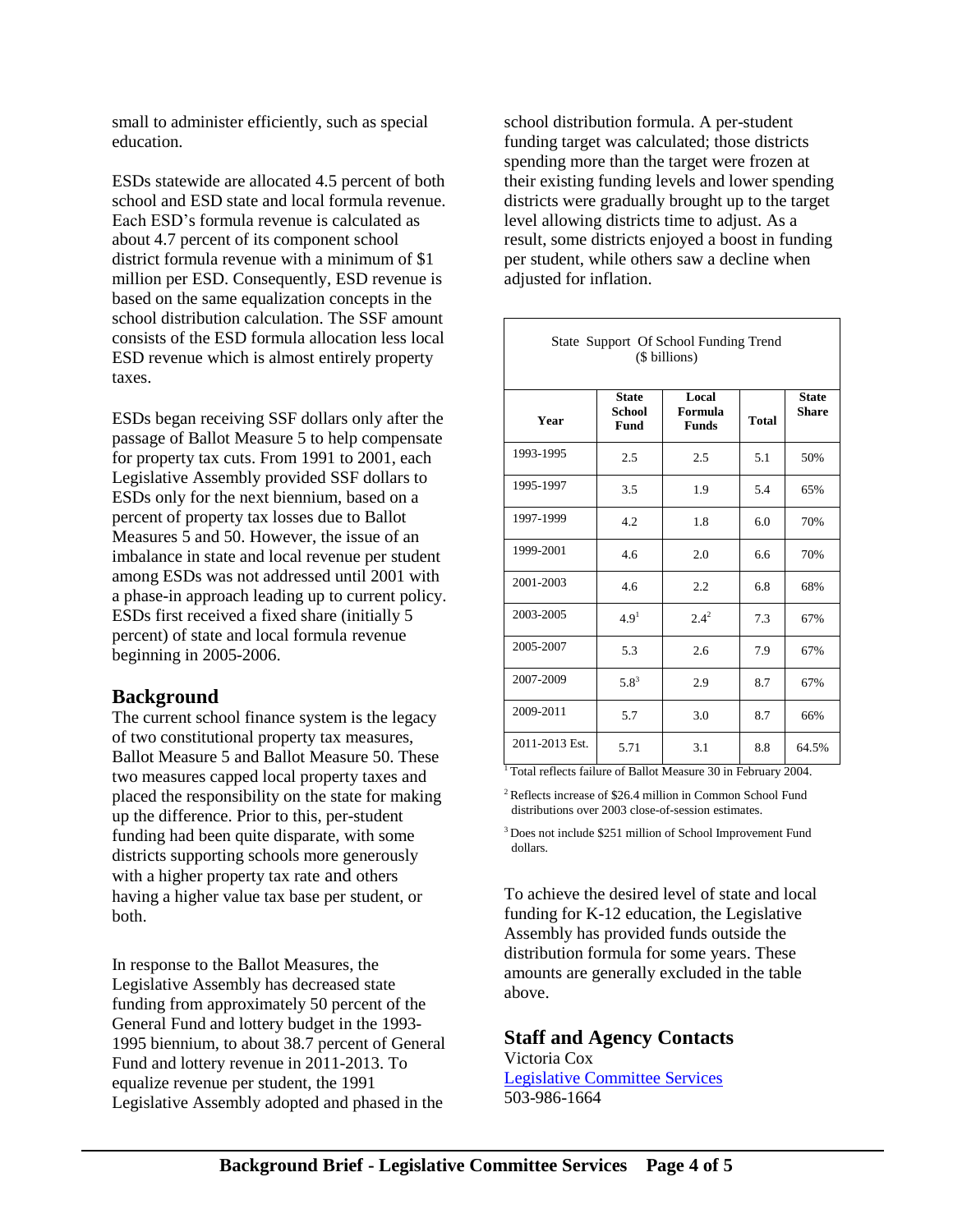small to administer efficiently, such as special education.

ESDs statewide are allocated 4.5 percent of both school and ESD state and local formula revenue. Each ESD's formula revenue is calculated as about 4.7 percent of its component school district formula revenue with a minimum of $1 million per ESD. Consequently, ESD revenue is based on the same equalization concepts in the school distribution calculation. The SSF amount consists of the ESD formula allocation less local ESD revenue which is almost entirely property taxes.

ESDs began receiving SSF dollars only after the passage of Ballot Measure 5 to help compensate for property tax cuts. From 1991 to 2001, each Legislative Assembly provided SSF dollars to ESDs only for the next biennium, based on a percent of property tax losses due to Ballot Measures 5 and 50. However, the issue of an imbalance in state and local revenue per student among ESDs was not addressed until 2001 with a phase-in approach leading up to current policy. ESDs first received a fixed share (initially 5 percent) of state and local formula revenue beginning in 2005-2006.

## Background

The current school finance system is the legacy of two constitutional property tax measures, Ballot Measure 5 and Ballot Measure 50. These two measures capped local property taxes and placed the responsibility on the state for making up the difference. Prior to this, per-student funding had been quite disparate, with some districts supporting schools more generously with a higher property tax rate and others having a higher value tax base per student, or both.

In response to the Ballot Measures, the Legislative Assembly has decreased state funding from approximately 50 percent of the General Fund and lottery budget in the 1993-1995 biennium, to about 38.7 percent of General Fund and lottery revenue in 2011-2013. To equalize revenue per student, the 1991 Legislative Assembly adopted and phased in the school distribution formula. A per-student funding target was calculated; those districts spending more than the target were frozen at their existing funding levels and lower spending districts were gradually brought up to the target level allowing districts time to adjust. As a result, some districts enjoyed a boost in funding per student, while others saw a decline when adjusted for inflation.

State Support Of School Funding Trend
($ billions)

| Year | State School Fund | Local Formula Funds | Total | State Share |
|---|---|---|---|---|
| 1993-1995 | 2.5 | 2.5 | 5.1 | 50% |
| 1995-1997 | 3.5 | 1.9 | 5.4 | 65% |
| 1997-1999 | 4.2 | 1.8 | 6.0 | 70% |
| 1999-2001 | 4.6 | 2.0 | 6.6 | 70% |
| 2001-2003 | 4.6 | 2.2 | 6.8 | 68% |
| 2003-2005 | 4.9[1] | 2.4[2] | 7.3 | 67% |
| 2005-2007 | 5.3 | 2.6 | 7.9 | 67% |
| 2007-2009 | 5.8[3] | 2.9 | 8.7 | 67% |
| 2009-2011 | 5.7 | 3.0 | 8.7 | 66% |
| 2011-2013 Est. | 5.71 | 3.1 | 8.8 | 64.5% |

[1] Total reflects failure of Ballot Measure 30 in February 2004.

[2] Reflects increase of $26.4 million in Common School Fund distributions over 2003 close-of-session estimates.

[3] Does not include $251 million of School Improvement Fund dollars.

To achieve the desired level of state and local funding for K-12 education, the Legislative Assembly has provided funds outside the distribution formula for some years. These amounts are generally excluded in the table above.

## Staff and Agency Contacts

Victoria Cox
Legislative Committee Services
503-986-1664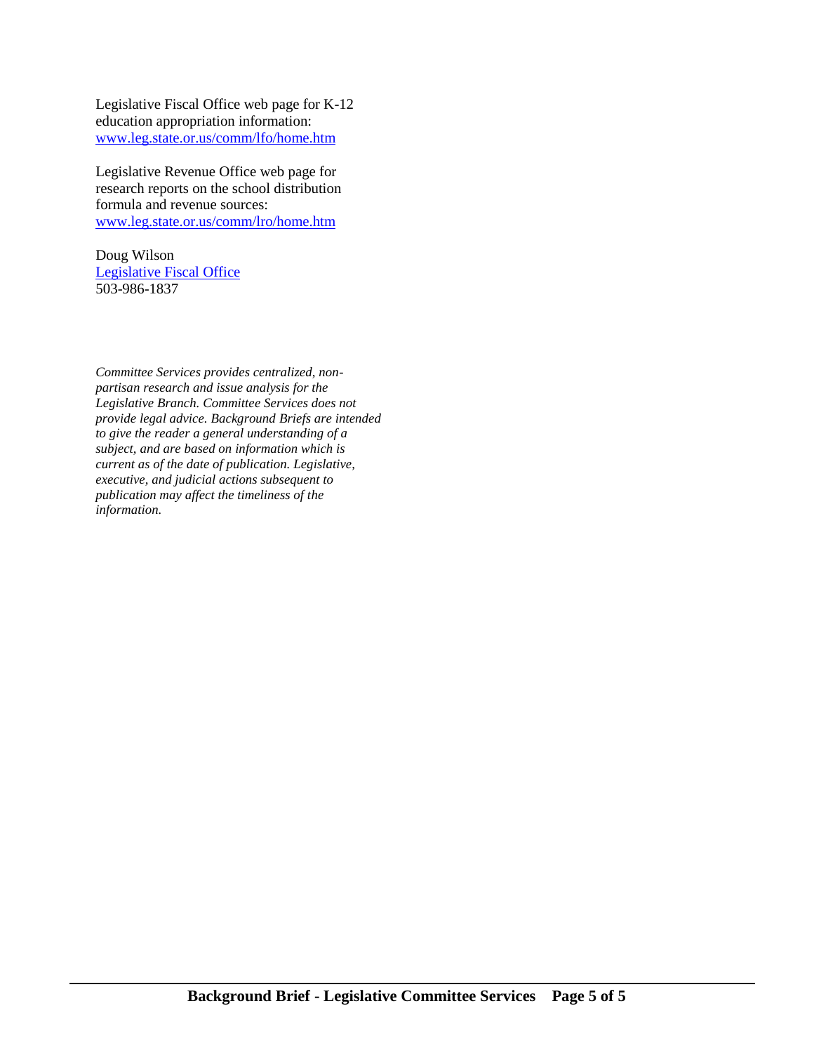Legislative Fiscal Office web page for K-12 education appropriation information:
[www.leg.state.or.us/comm/lfo/home.htm](http://www.leg.state.or.us/comm/lfo/home.htm)

Legislative Revenue Office web page for research reports on the school distribution formula and revenue sources:
[www.leg.state.or.us/comm/lro/home.htm](http://www.leg.state.or.us/comm/lro/home.htm)

Doug Wilson
Legislative Fiscal Office
503-986-1837

*Committee Services provides centralized, non-partisan research and issue analysis for the Legislative Branch. Committee Services does not provide legal advice. Background Briefs are intended to give the reader a general understanding of a subject, and are based on information which is current as of the date of publication. Legislative, executive, and judicial actions subsequent to publication may affect the timeliness of the information.*